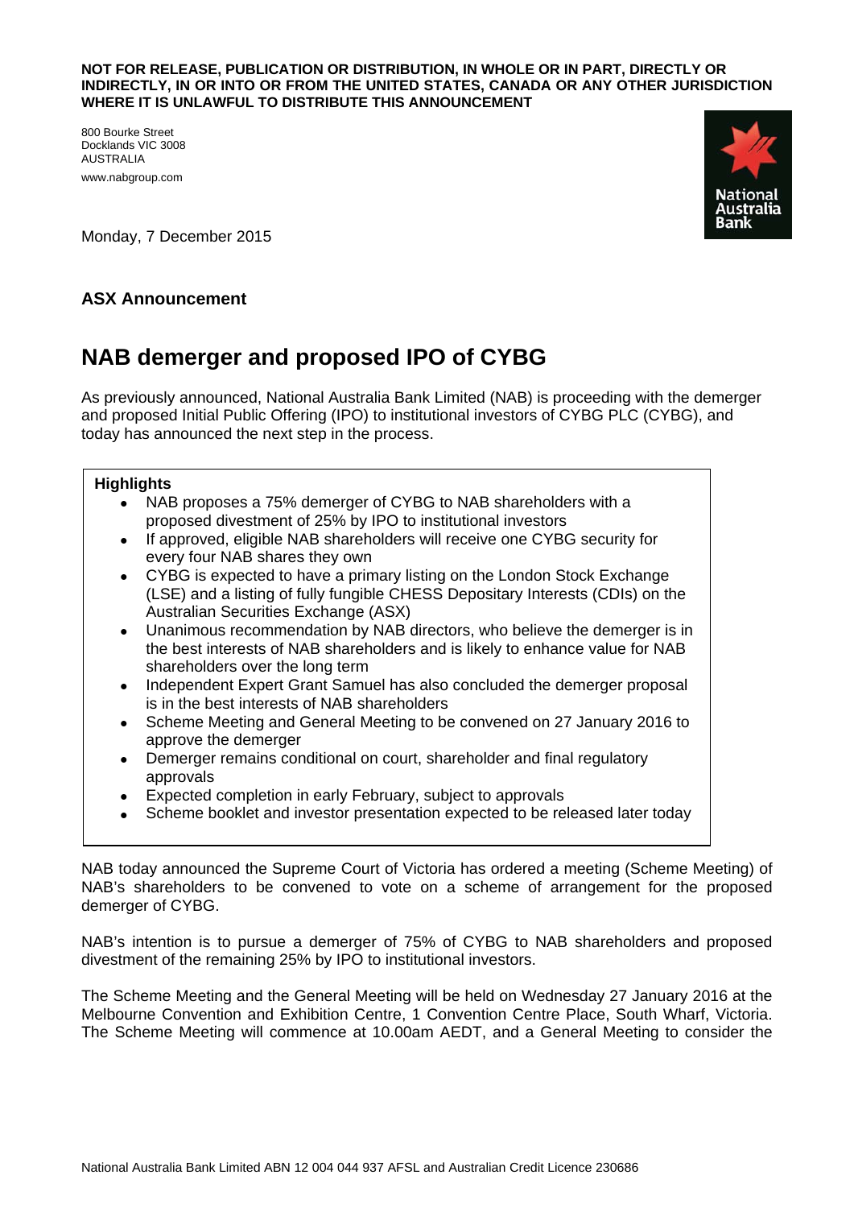**NOT FOR RELEASE, PUBLICATION OR DISTRIBUTION, IN WHOLE OR IN PART, DIRECTLY OR INDIRECTLY, IN OR INTO OR FROM THE UNITED STATES, CANADA OR ANY OTHER JURISDICTION WHERE IT IS UNLAWFUL TO DISTRIBUTE THIS ANNOUNCEMENT**

800 Bourke Street
Docklands VIC 3008
AUSTRALIA
www.nabgroup.com

Monday, 7 December 2015

**ASX Announcement**

# NAB demerger and proposed IPO of CYBG

As previously announced, National Australia Bank Limited (NAB) is proceeding with the demerger and proposed Initial Public Offering (IPO) to institutional investors of CYBG PLC (CYBG), and today has announced the next step in the process.

**Highlights**

- NAB proposes a 75% demerger of CYBG to NAB shareholders with a proposed divestment of 25% by IPO to institutional investors
- If approved, eligible NAB shareholders will receive one CYBG security for every four NAB shares they own
- CYBG is expected to have a primary listing on the London Stock Exchange (LSE) and a listing of fully fungible CHESS Depositary Interests (CDIs) on the Australian Securities Exchange (ASX)
- Unanimous recommendation by NAB directors, who believe the demerger is in the best interests of NAB shareholders and is likely to enhance value for NAB shareholders over the long term
- Independent Expert Grant Samuel has also concluded the demerger proposal is in the best interests of NAB shareholders
- Scheme Meeting and General Meeting to be convened on 27 January 2016 to approve the demerger
- Demerger remains conditional on court, shareholder and final regulatory approvals
- Expected completion in early February, subject to approvals
- Scheme booklet and investor presentation expected to be released later today

NAB today announced the Supreme Court of Victoria has ordered a meeting (Scheme Meeting) of NAB's shareholders to be convened to vote on a scheme of arrangement for the proposed demerger of CYBG.

NAB's intention is to pursue a demerger of 75% of CYBG to NAB shareholders and proposed divestment of the remaining 25% by IPO to institutional investors.

The Scheme Meeting and the General Meeting will be held on Wednesday 27 January 2016 at the Melbourne Convention and Exhibition Centre, 1 Convention Centre Place, South Wharf, Victoria. The Scheme Meeting will commence at 10.00am AEDT, and a General Meeting to consider the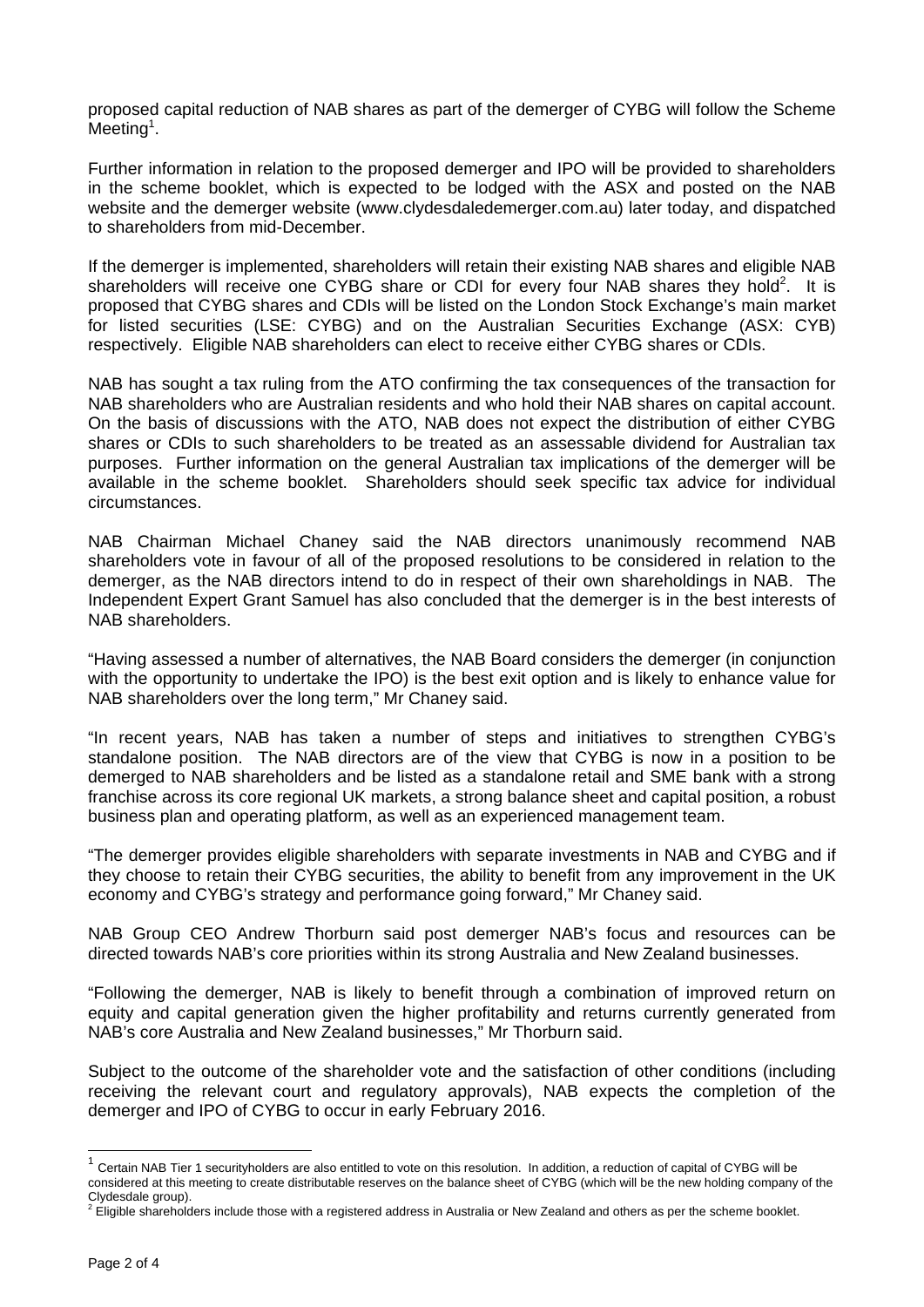proposed capital reduction of NAB shares as part of the demerger of CYBG will follow the Scheme Meeting[1].

Further information in relation to the proposed demerger and IPO will be provided to shareholders in the scheme booklet, which is expected to be lodged with the ASX and posted on the NAB website and the demerger website (www.clydesdaledemerger.com.au) later today, and dispatched to shareholders from mid-December.

If the demerger is implemented, shareholders will retain their existing NAB shares and eligible NAB shareholders will receive one CYBG share or CDI for every four NAB shares they hold[2]. It is proposed that CYBG shares and CDIs will be listed on the London Stock Exchange's main market for listed securities (LSE: CYBG) and on the Australian Securities Exchange (ASX: CYB) respectively. Eligible NAB shareholders can elect to receive either CYBG shares or CDIs.

NAB has sought a tax ruling from the ATO confirming the tax consequences of the transaction for NAB shareholders who are Australian residents and who hold their NAB shares on capital account. On the basis of discussions with the ATO, NAB does not expect the distribution of either CYBG shares or CDIs to such shareholders to be treated as an assessable dividend for Australian tax purposes. Further information on the general Australian tax implications of the demerger will be available in the scheme booklet. Shareholders should seek specific tax advice for individual circumstances.

NAB Chairman Michael Chaney said the NAB directors unanimously recommend NAB shareholders vote in favour of all of the proposed resolutions to be considered in relation to the demerger, as the NAB directors intend to do in respect of their own shareholdings in NAB. The Independent Expert Grant Samuel has also concluded that the demerger is in the best interests of NAB shareholders.

"Having assessed a number of alternatives, the NAB Board considers the demerger (in conjunction with the opportunity to undertake the IPO) is the best exit option and is likely to enhance value for NAB shareholders over the long term," Mr Chaney said.

"In recent years, NAB has taken a number of steps and initiatives to strengthen CYBG's standalone position. The NAB directors are of the view that CYBG is now in a position to be demerged to NAB shareholders and be listed as a standalone retail and SME bank with a strong franchise across its core regional UK markets, a strong balance sheet and capital position, a robust business plan and operating platform, as well as an experienced management team.

"The demerger provides eligible shareholders with separate investments in NAB and CYBG and if they choose to retain their CYBG securities, the ability to benefit from any improvement in the UK economy and CYBG's strategy and performance going forward," Mr Chaney said.

NAB Group CEO Andrew Thorburn said post demerger NAB's focus and resources can be directed towards NAB's core priorities within its strong Australia and New Zealand businesses.

"Following the demerger, NAB is likely to benefit through a combination of improved return on equity and capital generation given the higher profitability and returns currently generated from NAB's core Australia and New Zealand businesses," Mr Thorburn said.

Subject to the outcome of the shareholder vote and the satisfaction of other conditions (including receiving the relevant court and regulatory approvals), NAB expects the completion of the demerger and IPO of CYBG to occur in early February 2016.

---

[1] Certain NAB Tier 1 securityholders are also entitled to vote on this resolution. In addition, a reduction of capital of CYBG will be considered at this meeting to create distributable reserves on the balance sheet of CYBG (which will be the new holding company of the Clydesdale group).

[2] Eligible shareholders include those with a registered address in Australia or New Zealand and others as per the scheme booklet.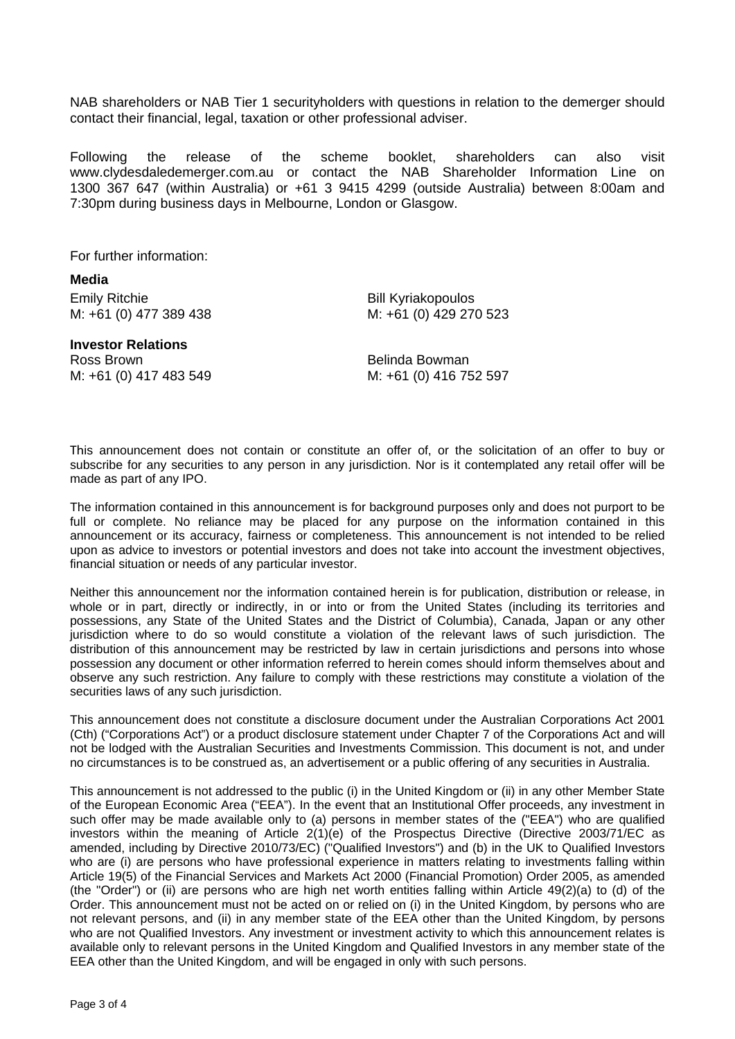NAB shareholders or NAB Tier 1 securityholders with questions in relation to the demerger should contact their financial, legal, taxation or other professional adviser.

Following the release of the scheme booklet, shareholders can also visit www.clydesdaledemerger.com.au or contact the NAB Shareholder Information Line on 1300 367 647 (within Australia) or +61 3 9415 4299 (outside Australia) between 8:00am and 7:30pm during business days in Melbourne, London or Glasgow.

For further information:

**Media**

Emily Ritchie
M: +61 (0) 477 389 438

Bill Kyriakopoulos
M: +61 (0) 429 270 523

**Investor Relations**

Ross Brown
M: +61 (0) 417 483 549

Belinda Bowman
M: +61 (0) 416 752 597

This announcement does not contain or constitute an offer of, or the solicitation of an offer to buy or subscribe for any securities to any person in any jurisdiction. Nor is it contemplated any retail offer will be made as part of any IPO.

The information contained in this announcement is for background purposes only and does not purport to be full or complete. No reliance may be placed for any purpose on the information contained in this announcement or its accuracy, fairness or completeness. This announcement is not intended to be relied upon as advice to investors or potential investors and does not take into account the investment objectives, financial situation or needs of any particular investor.

Neither this announcement nor the information contained herein is for publication, distribution or release, in whole or in part, directly or indirectly, in or into or from the United States (including its territories and possessions, any State of the United States and the District of Columbia), Canada, Japan or any other jurisdiction where to do so would constitute a violation of the relevant laws of such jurisdiction. The distribution of this announcement may be restricted by law in certain jurisdictions and persons into whose possession any document or other information referred to herein comes should inform themselves about and observe any such restriction. Any failure to comply with these restrictions may constitute a violation of the securities laws of any such jurisdiction.

This announcement does not constitute a disclosure document under the Australian Corporations Act 2001 (Cth) ("Corporations Act") or a product disclosure statement under Chapter 7 of the Corporations Act and will not be lodged with the Australian Securities and Investments Commission. This document is not, and under no circumstances is to be construed as, an advertisement or a public offering of any securities in Australia.

This announcement is not addressed to the public (i) in the United Kingdom or (ii) in any other Member State of the European Economic Area ("EEA"). In the event that an Institutional Offer proceeds, any investment in such offer may be made available only to (a) persons in member states of the ("EEA") who are qualified investors within the meaning of Article 2(1)(e) of the Prospectus Directive (Directive 2003/71/EC as amended, including by Directive 2010/73/EC) ("Qualified Investors") and (b) in the UK to Qualified Investors who are (i) are persons who have professional experience in matters relating to investments falling within Article 19(5) of the Financial Services and Markets Act 2000 (Financial Promotion) Order 2005, as amended (the "Order") or (ii) are persons who are high net worth entities falling within Article 49(2)(a) to (d) of the Order. This announcement must not be acted on or relied on (i) in the United Kingdom, by persons who are not relevant persons, and (ii) in any member state of the EEA other than the United Kingdom, by persons who are not Qualified Investors. Any investment or investment activity to which this announcement relates is available only to relevant persons in the United Kingdom and Qualified Investors in any member state of the EEA other than the United Kingdom, and will be engaged in only with such persons.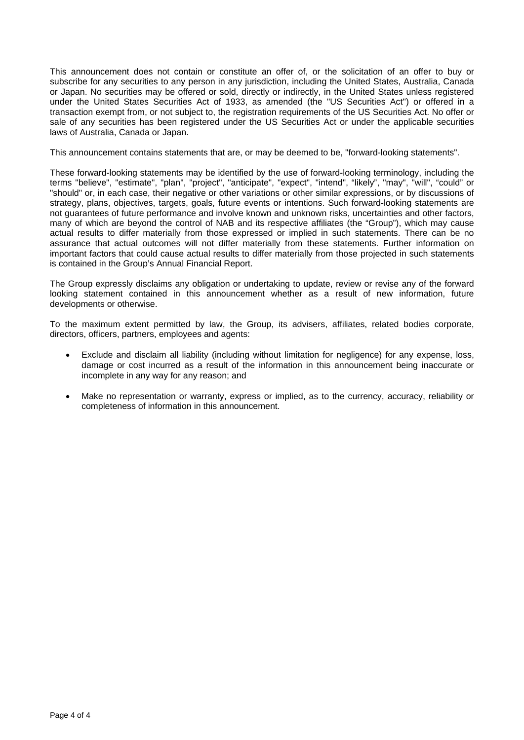This announcement does not contain or constitute an offer of, or the solicitation of an offer to buy or subscribe for any securities to any person in any jurisdiction, including the United States, Australia, Canada or Japan. No securities may be offered or sold, directly or indirectly, in the United States unless registered under the United States Securities Act of 1933, as amended (the "US Securities Act") or offered in a transaction exempt from, or not subject to, the registration requirements of the US Securities Act. No offer or sale of any securities has been registered under the US Securities Act or under the applicable securities laws of Australia, Canada or Japan.

This announcement contains statements that are, or may be deemed to be, "forward-looking statements".

These forward-looking statements may be identified by the use of forward-looking terminology, including the terms "believe", "estimate", "plan", "project", "anticipate", "expect", "intend", "likely", "may", "will", "could" or "should" or, in each case, their negative or other variations or other similar expressions, or by discussions of strategy, plans, objectives, targets, goals, future events or intentions. Such forward-looking statements are not guarantees of future performance and involve known and unknown risks, uncertainties and other factors, many of which are beyond the control of NAB and its respective affiliates (the "Group"), which may cause actual results to differ materially from those expressed or implied in such statements. There can be no assurance that actual outcomes will not differ materially from these statements. Further information on important factors that could cause actual results to differ materially from those projected in such statements is contained in the Group's Annual Financial Report.

The Group expressly disclaims any obligation or undertaking to update, review or revise any of the forward looking statement contained in this announcement whether as a result of new information, future developments or otherwise.

To the maximum extent permitted by law, the Group, its advisers, affiliates, related bodies corporate, directors, officers, partners, employees and agents:

- Exclude and disclaim all liability (including without limitation for negligence) for any expense, loss, damage or cost incurred as a result of the information in this announcement being inaccurate or incomplete in any way for any reason; and
- Make no representation or warranty, express or implied, as to the currency, accuracy, reliability or completeness of information in this announcement.